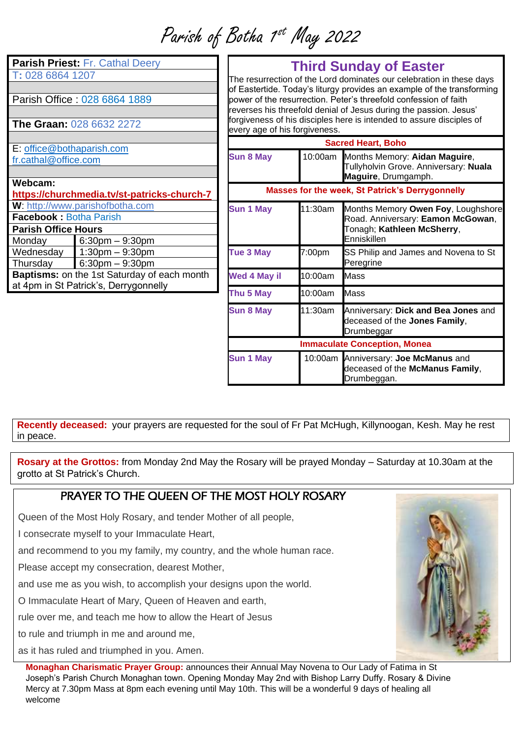# Parish of Botha 1st May 2022

| | |
|---|---|
| **Parish Priest:** Fr. Cathal Deery | |
| T: 028 6864 1207 | |
| Parish Office : 028 6864 1889 | |
| **The Graan:** 028 6632 2272 | |
| E: office@bothaparish.com fr.cathal@office.com | |
| **Webcam:** **https://churchmedia.tv/st-patricks-church-7** | |
| **W**: http://www.parishofbotha.com | |
| **Facebook :** Botha Parish | |
| **Parish Office Hours** | |
| Monday | 6:30pm – 9:30pm |
| Wednesday | 1:30pm – 9:30pm |
| Thursday | 6:30pm – 9:30pm |
| **Baptisms:** on the 1st Saturday of each month at 4pm in St Patrick's, Derrygonnelly | |

## Third Sunday of Easter

The resurrection of the Lord dominates our celebration in these days of Eastertide. Today's liturgy provides an example of the transforming power of the resurrection. Peter's threefold confession of faith reverses his threefold denial of Jesus during the passion. Jesus' forgiveness of his disciples here is intended to assure disciples of every age of his forgiveness.

| **Sacred Heart, Boho** | | |
|---|---|---|
| **Sun 8 May** | 10:00am | Months Memory: **Aidan Maguire**, Tullyholvin Grove. Anniversary: **Nuala Maguire**, Drumgamph. |
| **Masses for the week, St Patrick's Derrygonnelly** | | |
| **Sun 1 May** | 11:30am | Months Memory **Owen Foy**, Loughshore Road. Anniversary: **Eamon McGowan**, Tonagh; **Kathleen McSherry**, Enniskillen |
| **Tue 3 May** | 7:00pm | SS Philip and James and Novena to St Peregrine |
| **Wed 4 May il** | 10:00am | Mass |
| **Thu 5 May** | 10:00am | Mass |
| **Sun 8 May** | 11:30am | Anniversary: **Dick and Bea Jones** and deceased of the **Jones Family**, Drumbeggar |
| **Immaculate Conception, Monea** | | |
| **Sun 1 May** | 10:00am | Anniversary: **Joe McManus** and deceased of the **McManus Family**, Drumbeggan. |

**Recently deceased:** your prayers are requested for the soul of Fr Pat McHugh, Killynoogan, Kesh. May he rest in peace.

**Rosary at the Grottos:** from Monday 2nd May the Rosary will be prayed Monday – Saturday at 10.30am at the grotto at St Patrick's Church.

## PRAYER TO THE QUEEN OF THE MOST HOLY ROSARY

Queen of the Most Holy Rosary, and tender Mother of all people,

I consecrate myself to your Immaculate Heart,

and recommend to you my family, my country, and the whole human race.

Please accept my consecration, dearest Mother,

and use me as you wish, to accomplish your designs upon the world.

O Immaculate Heart of Mary, Queen of Heaven and earth,

rule over me, and teach me how to allow the Heart of Jesus

to rule and triumph in me and around me,

as it has ruled and triumphed in you. Amen.

**Monaghan Charismatic Prayer Group:** announces their Annual May Novena to Our Lady of Fatima in St Joseph's Parish Church Monaghan town. Opening Monday May 2nd with Bishop Larry Duffy. Rosary & Divine Mercy at 7.30pm Mass at 8pm each evening until May 10th. This will be a wonderful 9 days of healing all welcome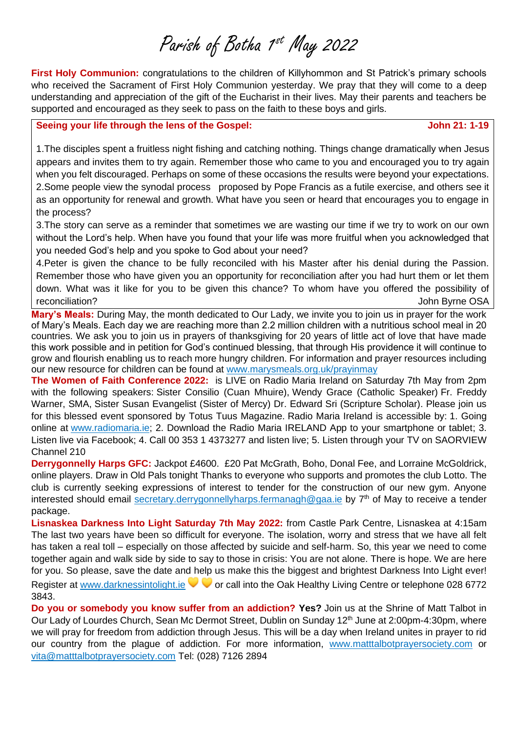# Parish of Botha 1st May 2022

**First Holy Communion:** congratulations to the children of Killyhommon and St Patrick's primary schools who received the Sacrament of First Holy Communion yesterday. We pray that they will come to a deep understanding and appreciation of the gift of the Eucharist in their lives. May their parents and teachers be supported and encouraged as they seek to pass on the faith to these boys and girls.

**Seeing your life through the lens of the Gospel: John 21: 1-19**

1.The disciples spent a fruitless night fishing and catching nothing. Things change dramatically when Jesus appears and invites them to try again. Remember those who came to you and encouraged you to try again when you felt discouraged. Perhaps on some of these occasions the results were beyond your expectations.
2.Some people view the synodal process proposed by Pope Francis as a futile exercise, and others see it as an opportunity for renewal and growth. What have you seen or heard that encourages you to engage in the process?
3.The story can serve as a reminder that sometimes we are wasting our time if we try to work on our own without the Lord's help. When have you found that your life was more fruitful when you acknowledged that you needed God's help and you spoke to God about your need?
4.Peter is given the chance to be fully reconciled with his Master after his denial during the Passion. Remember those who have given you an opportunity for reconciliation after you had hurt them or let them down. What was it like for you to be given this chance? To whom have you offered the possibility of reconciliation?

John Byrne OSA

**Mary's Meals:** During May, the month dedicated to Our Lady, we invite you to join us in prayer for the work of Mary's Meals. Each day we are reaching more than 2.2 million children with a nutritious school meal in 20 countries. We ask you to join us in prayers of thanksgiving for 20 years of little act of love that have made this work possible and in petition for God's continued blessing, that through His providence it will continue to grow and flourish enabling us to reach more hungry children. For information and prayer resources including our new resource for children can be found at www.marysmeals.org.uk/prayinmay

**The Women of Faith Conference 2022:** is LIVE on Radio Maria Ireland on Saturday 7th May from 2pm with the following speakers: Sister Consilio (Cuan Mhuire), Wendy Grace (Catholic Speaker) Fr. Freddy Warner, SMA, Sister Susan Evangelist (Sister of Mercy) Dr. Edward Sri (Scripture Scholar). Please join us for this blessed event sponsored by Totus Tuus Magazine. Radio Maria Ireland is accessible by: 1. Going online at www.radiomaria.ie; 2. Download the Radio Maria IRELAND App to your smartphone or tablet; 3. Listen live via Facebook; 4. Call 00 353 1 4373277 and listen live; 5. Listen through your TV on SAORVIEW Channel 210

**Derrygonnelly Harps GFC:** Jackpot £4600. £20 Pat McGrath, Boho, Donal Fee, and Lorraine McGoldrick, online players. Draw in Old Pals tonight Thanks to everyone who supports and promotes the club Lotto. The club is currently seeking expressions of interest to tender for the construction of our new gym. Anyone interested should email secretary.derrygonnellyharps.fermanagh@gaa.ie by 7th of May to receive a tender package.

**Lisnaskea Darkness Into Light Saturday 7th May 2022:** from Castle Park Centre, Lisnaskea at 4:15am The last two years have been so difficult for everyone. The isolation, worry and stress that we have all felt has taken a real toll – especially on those affected by suicide and self-harm. So, this year we need to come together again and walk side by side to say to those in crisis: You are not alone. There is hope. We are here for you. So please, save the date and help us make this the biggest and brightest Darkness Into Light ever! Register at www.darknessintolight.ie 💛 💛 or call into the Oak Healthy Living Centre or telephone 028 6772 3843.

**Do you or somebody you know suffer from an addiction? Yes?** Join us at the Shrine of Matt Talbot in Our Lady of Lourdes Church, Sean Mc Dermot Street, Dublin on Sunday 12th June at 2:00pm-4:30pm, where we will pray for freedom from addiction through Jesus. This will be a day when Ireland unites in prayer to rid our country from the plague of addiction. For more information, www.matttalbotprayersociety.com or vita@matttalbotprayersociety.com Tel: (028) 7126 2894